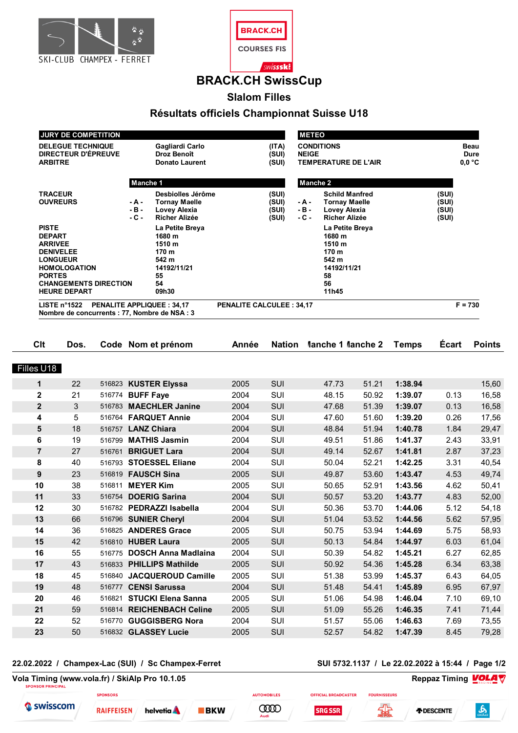SKI-CLUB CHAMPEX - FERRET

BRACK.CH COURSES FIS swissski

# BRACK.CH SwissCup

## Slalom Filles

## Résultats officiels Championnat Suisse U18

| JURY DE COMPETITION | | |
|---|---|---|
| DELEGUE TECHNIQUE | Gagliardi Carlo | (ITA) |
| DIRECTEUR D'ÉPREUVE | Droz Benoît | (SUI) |
| ARBITRE | Donato Laurent | (SUI) |

| METEO | |
|---|---|
| CONDITIONS | Beau |
| NEIGE | Dure |
| TEMPERATURE DE L'AIR | 0,0 °C |

| | Manche 1 | | Manche 2 | |
|---|---|---|---|---|
| TRACEUR | Desbiolles Jérôme | (SUI) | Schild Manfred | (SUI) |
| OUVREURS -A- | Tornay Maelle | (SUI) | Tornay Maelle | (SUI) |
| -B- | Lovey Alexia | (SUI) | Lovey Alexia | (SUI) |
| -C- | Richer Alizée | (SUI) | Richer Alizée | (SUI) |
| PISTE | La Petite Breya | | La Petite Breya | |
| DEPART | 1680 m | | 1680 m | |
| ARRIVEE | 1510 m | | 1510 m | |
| DENIVELEE | 170 m | | 170 m | |
| LONGUEUR | 542 m | | 542 m | |
| HOMOLOGATION | 14192/11/21 | | 14192/11/21 | |
| PORTES | 55 | | 58 | |
| CHANGEMENTS DIRECTION | 54 | | 56 | |
| HEURE DEPART | 09h30 | | 11h45 | |

LISTE n°1522 PENALITE APPLIQUEE : 34,17 PENALITE CALCULEE : 34,17 F = 730
Nombre de concurrents : 77, Nombre de NSA : 3

**Filles U18**

| Clt | Dos. | Code | Nom et prénom | Année | Nation | Manche 1 | Manche 2 | Temps | Écart | Points |
|---|---|---|---|---|---|---|---|---|---|---|
| 1 | 22 | 516823 | KUSTER Elyssa | 2005 | SUI | 47.73 | 51.21 | 1:38.94 | | 15,60 |
| 2 | 21 | 516774 | BUFF Faye | 2004 | SUI | 48.15 | 50.92 | 1:39.07 | 0.13 | 16,58 |
| 2 | 3 | 516783 | MAECHLER Janine | 2004 | SUI | 47.68 | 51.39 | 1:39.07 | 0.13 | 16,58 |
| 4 | 5 | 516764 | FARQUET Annie | 2004 | SUI | 47.60 | 51.60 | 1:39.20 | 0.26 | 17,56 |
| 5 | 18 | 516757 | LANZ Chiara | 2004 | SUI | 48.84 | 51.94 | 1:40.78 | 1.84 | 29,47 |
| 6 | 19 | 516799 | MATHIS Jasmin | 2004 | SUI | 49.51 | 51.86 | 1:41.37 | 2.43 | 33,91 |
| 7 | 27 | 516761 | BRIGUET Lara | 2004 | SUI | 49.14 | 52.67 | 1:41.81 | 2.87 | 37,23 |
| 8 | 40 | 516793 | STOESSEL Eliane | 2004 | SUI | 50.04 | 52.21 | 1:42.25 | 3.31 | 40,54 |
| 9 | 23 | 516819 | FAUSCH Sina | 2005 | SUI | 49.87 | 53.60 | 1:43.47 | 4.53 | 49,74 |
| 10 | 38 | 516811 | MEYER Kim | 2005 | SUI | 50.65 | 52.91 | 1:43.56 | 4.62 | 50,41 |
| 11 | 33 | 516754 | DOERIG Sarina | 2004 | SUI | 50.57 | 53.20 | 1:43.77 | 4.83 | 52,00 |
| 12 | 30 | 516782 | PEDRAZZI Isabella | 2004 | SUI | 50.36 | 53.70 | 1:44.06 | 5.12 | 54,18 |
| 13 | 66 | 516796 | SUNIER Cheryl | 2004 | SUI | 51.04 | 53.52 | 1:44.56 | 5.62 | 57,95 |
| 14 | 36 | 516825 | ANDERES Grace | 2005 | SUI | 50.75 | 53.94 | 1:44.69 | 5.75 | 58,93 |
| 15 | 42 | 516810 | HUBER Laura | 2005 | SUI | 50.13 | 54.84 | 1:44.97 | 6.03 | 61,04 |
| 16 | 55 | 516775 | DOSCH Anna Madlaina | 2004 | SUI | 50.39 | 54.82 | 1:45.21 | 6.27 | 62,85 |
| 17 | 43 | 516833 | PHILLIPS Mathilde | 2005 | SUI | 50.92 | 54.36 | 1:45.28 | 6.34 | 63,38 |
| 18 | 45 | 516840 | JACQUEROUD Camille | 2005 | SUI | 51.38 | 53.99 | 1:45.37 | 6.43 | 64,05 |
| 19 | 48 | 516777 | CENSI Sarussa | 2004 | SUI | 51.48 | 54.41 | 1:45.89 | 6.95 | 67,97 |
| 20 | 46 | 516821 | STUCKI Elena Sanna | 2005 | SUI | 51.06 | 54.98 | 1:46.04 | 7.10 | 69,10 |
| 21 | 59 | 516814 | REICHENBACH Celine | 2005 | SUI | 51.09 | 55.26 | 1:46.35 | 7.41 | 71,44 |
| 22 | 52 | 516770 | GUGGISBERG Nora | 2004 | SUI | 51.57 | 55.06 | 1:46.63 | 7.69 | 73,55 |
| 23 | 50 | 516832 | GLASSEY Lucie | 2005 | SUI | 52.57 | 54.82 | 1:47.39 | 8.45 | 79,28 |

22.02.2022 / Champex-Lac (SUI) / Sc Champex-Ferret — SUI 5732.1137 / Le 22.02.2022 à 15:44

Vola Timing (www.vola.fr) / SkiAlp Pro 10.1.05 — Reppaz Timing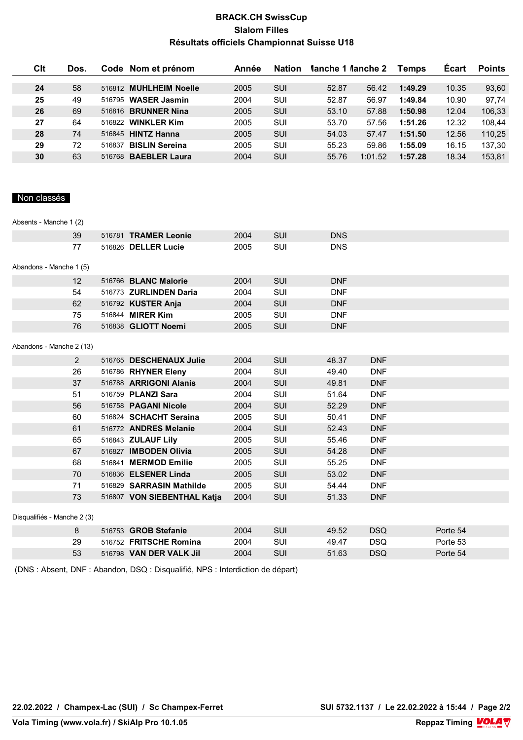# BRACK.CH SwissCup
## Slalom Filles
## Résultats officiels Championnat Suisse U18

| Clt | Dos. | Code | Nom et prénom | Année | Nation | Manche 1 | Manche 2 | Temps | Écart | Points |
|---|---|---|---|---|---|---|---|---|---|---|
| **24** | 58 | 516812 | **MUHLHEIM Noelle** | 2005 | SUI | 52.87 | 56.42 | **1:49.29** | 10.35 | 93,60 |
| **25** | 49 | 516795 | **WASER Jasmin** | 2004 | SUI | 52.87 | 56.97 | **1:49.84** | 10.90 | 97,74 |
| **26** | 69 | 516816 | **BRUNNER Nina** | 2005 | SUI | 53.10 | 57.88 | **1:50.98** | 12.04 | 106,33 |
| **27** | 64 | 516822 | **WINKLER Kim** | 2005 | SUI | 53.70 | 57.56 | **1:51.26** | 12.32 | 108,44 |
| **28** | 74 | 516845 | **HINTZ Hanna** | 2005 | SUI | 54.03 | 57.47 | **1:51.50** | 12.56 | 110,25 |
| **29** | 72 | 516837 | **BISLIN Sereina** | 2005 | SUI | 55.23 | 59.86 | **1:55.09** | 16.15 | 137,30 |
| **30** | 63 | 516768 | **BAEBLER Laura** | 2004 | SUI | 55.76 | 1:01.52 | **1:57.28** | 18.34 | 153,81 |

## Non classés

Absents - Manche 1 (2)

| Dos. | Code | Nom et prénom | Année | Nation | Manche 1 |
|---|---|---|---|---|---|
| 39 | 516781 | **TRAMER Leonie** | 2004 | SUI | DNS |
| 77 | 516826 | **DELLER Lucie** | 2005 | SUI | DNS |

Abandons - Manche 1 (5)

| Dos. | Code | Nom et prénom | Année | Nation | Manche 1 |
|---|---|---|---|---|---|
| 12 | 516766 | **BLANC Malorie** | 2004 | SUI | DNF |
| 54 | 516773 | **ZURLINDEN Daria** | 2004 | SUI | DNF |
| 62 | 516792 | **KUSTER Anja** | 2004 | SUI | DNF |
| 75 | 516844 | **MIRER Kim** | 2005 | SUI | DNF |
| 76 | 516838 | **GLIOTT Noemi** | 2005 | SUI | DNF |

Abandons - Manche 2 (13)

| Dos. | Code | Nom et prénom | Année | Nation | Manche 1 | Manche 2 |
|---|---|---|---|---|---|---|
| 2 | 516765 | **DESCHENAUX Julie** | 2004 | SUI | 48.37 | DNF |
| 26 | 516786 | **RHYNER Eleny** | 2004 | SUI | 49.40 | DNF |
| 37 | 516788 | **ARRIGONI Alanis** | 2004 | SUI | 49.81 | DNF |
| 51 | 516759 | **PLANZI Sara** | 2004 | SUI | 51.64 | DNF |
| 56 | 516758 | **PAGANI Nicole** | 2004 | SUI | 52.29 | DNF |
| 60 | 516824 | **SCHACHT Seraina** | 2005 | SUI | 50.41 | DNF |
| 61 | 516772 | **ANDRES Melanie** | 2004 | SUI | 52.43 | DNF |
| 65 | 516843 | **ZULAUF Lily** | 2005 | SUI | 55.46 | DNF |
| 67 | 516827 | **IMBODEN Olivia** | 2005 | SUI | 54.28 | DNF |
| 68 | 516841 | **MERMOD Emilie** | 2005 | SUI | 55.25 | DNF |
| 70 | 516836 | **ELSENER Linda** | 2005 | SUI | 53.02 | DNF |
| 71 | 516829 | **SARRASIN Mathilde** | 2005 | SUI | 54.44 | DNF |
| 73 | 516807 | **VON SIEBENTHAL Katja** | 2004 | SUI | 51.33 | DNF |

Disqualifiés - Manche 2 (3)

| Dos. | Code | Nom et prénom | Année | Nation | Manche 1 | Manche 2 | |
|---|---|---|---|---|---|---|---|
| 8 | 516753 | **GROB Stefanie** | 2004 | SUI | 49.52 | DSQ | Porte 54 |
| 29 | 516752 | **FRITSCHE Romina** | 2004 | SUI | 49.47 | DSQ | Porte 53 |
| 53 | 516798 | **VAN DER VALK Jil** | 2004 | SUI | 51.63 | DSQ | Porte 54 |

(DNS : Absent, DNF : Abandon, DSQ : Disqualifié, NPS : Interdiction de départ)

**22.02.2022 / Champex-Lac (SUI) / Sc Champex-Ferret** **SUI 5732.1137 / Le 22.02.2022 à 15:44**

**Vola Timing (www.vola.fr) / SkiAlp Pro 10.1.05** **Reppaz Timing**